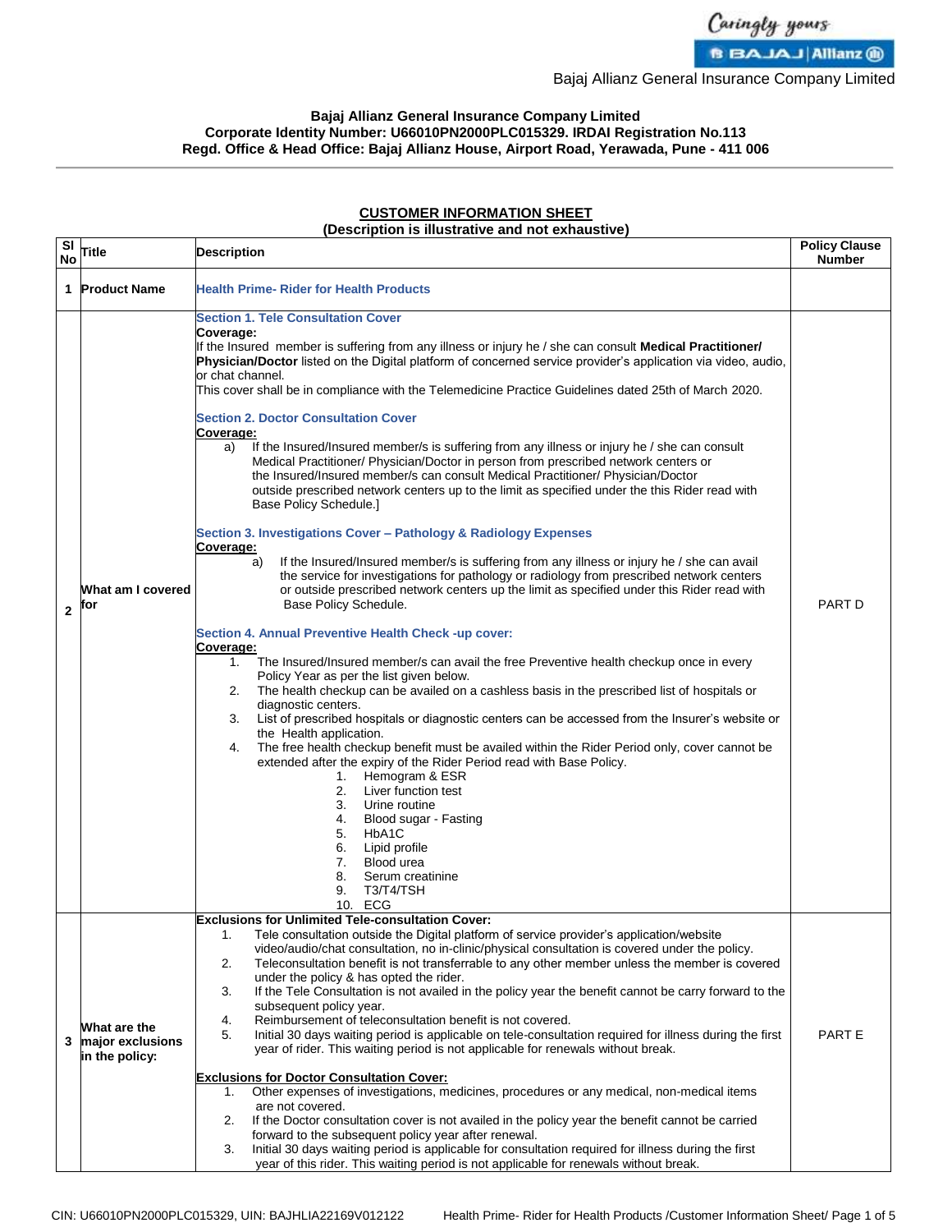Bajaj Allianz General Insurance Company Limited

**Bajaj Allianz General Insurance Company Limited**
**Corporate Identity Number: U66010PN2000PLC015329. IRDAI Registration No.113**
**Regd. Office & Head Office: Bajaj Allianz House, Airport Road, Yerawada, Pune - 411 006**

## CUSTOMER INFORMATION SHEET

**(Description is illustrative and not exhaustive)**

| Sl No | Title | Description | Policy Clause Number |
|---|---|---|---|
| 1 | **Product Name** | **Health Prime- Rider for Health Products** | |
| 2 | **What am I covered for** | **Section 1. Tele Consultation Cover**<br>**Coverage:**<br>If the Insured member is suffering from any illness or injury he / she can consult **Medical Practitioner/ Physician/Doctor** listed on the Digital platform of concerned service provider's application via video, audio, or chat channel.<br>This cover shall be in compliance with the Telemedicine Practice Guidelines dated 25th of March 2020.<br><br>**Section 2. Doctor Consultation Cover**<br>**Coverage:**<br>a) If the Insured/Insured member/s is suffering from any illness or injury he / she can consult Medical Practitioner/ Physician/Doctor in person from prescribed network centers or the Insured/Insured member/s can consult Medical Practitioner/ Physician/Doctor outside prescribed network centers up to the limit as specified under the this Rider read with Base Policy Schedule.]<br><br>**Section 3. Investigations Cover – Pathology & Radiology Expenses**<br>**Coverage:**<br>a) If the Insured/Insured member/s is suffering from any illness or injury he / she can avail the service for investigations for pathology or radiology from prescribed network centers or outside prescribed network centers up the limit as specified under this Rider read with Base Policy Schedule.<br><br>**Section 4. Annual Preventive Health Check -up cover:**<br>**Coverage:**<br>1. The Insured/Insured member/s can avail the free Preventive health checkup once in every Policy Year as per the list given below.<br>2. The health checkup can be availed on a cashless basis in the prescribed list of hospitals or diagnostic centers.<br>3. List of prescribed hospitals or diagnostic centers can be accessed from the Insurer's website or the Health application.<br>4. The free health checkup benefit must be availed within the Rider Period only, cover cannot be extended after the expiry of the Rider Period read with Base Policy.<br>1. Hemogram & ESR<br>2. Liver function test<br>3. Urine routine<br>4. Blood sugar - Fasting<br>5. HbA1C<br>6. Lipid profile<br>7. Blood urea<br>8. Serum creatinine<br>9. T3/T4/TSH<br>10. ECG | PART D |
| 3 | **What are the major exclusions in the policy:** | **Exclusions for Unlimited Tele-consultation Cover:**<br>1. Tele consultation outside the Digital platform of service provider's application/website video/audio/chat consultation, no in-clinic/physical consultation is covered under the policy.<br>2. Teleconsultation benefit is not transferrable to any other member unless the member is covered under the policy & has opted the rider.<br>3. If the Tele Consultation is not availed in the policy year the benefit cannot be carry forward to the subsequent policy year.<br>4. Reimbursement of teleconsultation benefit is not covered.<br>5. Initial 30 days waiting period is applicable on tele-consultation required for illness during the first year of rider. This waiting period is not applicable for renewals without break.<br><br>**Exclusions for Doctor Consultation Cover:**<br>1. Other expenses of investigations, medicines, procedures or any medical, non-medical items are not covered.<br>2. If the Doctor consultation cover is not availed in the policy year the benefit cannot be carried forward to the subsequent policy year after renewal.<br>3. Initial 30 days waiting period is applicable for consultation required for illness during the first year of this rider. This waiting period is not applicable for renewals without break. | PART E |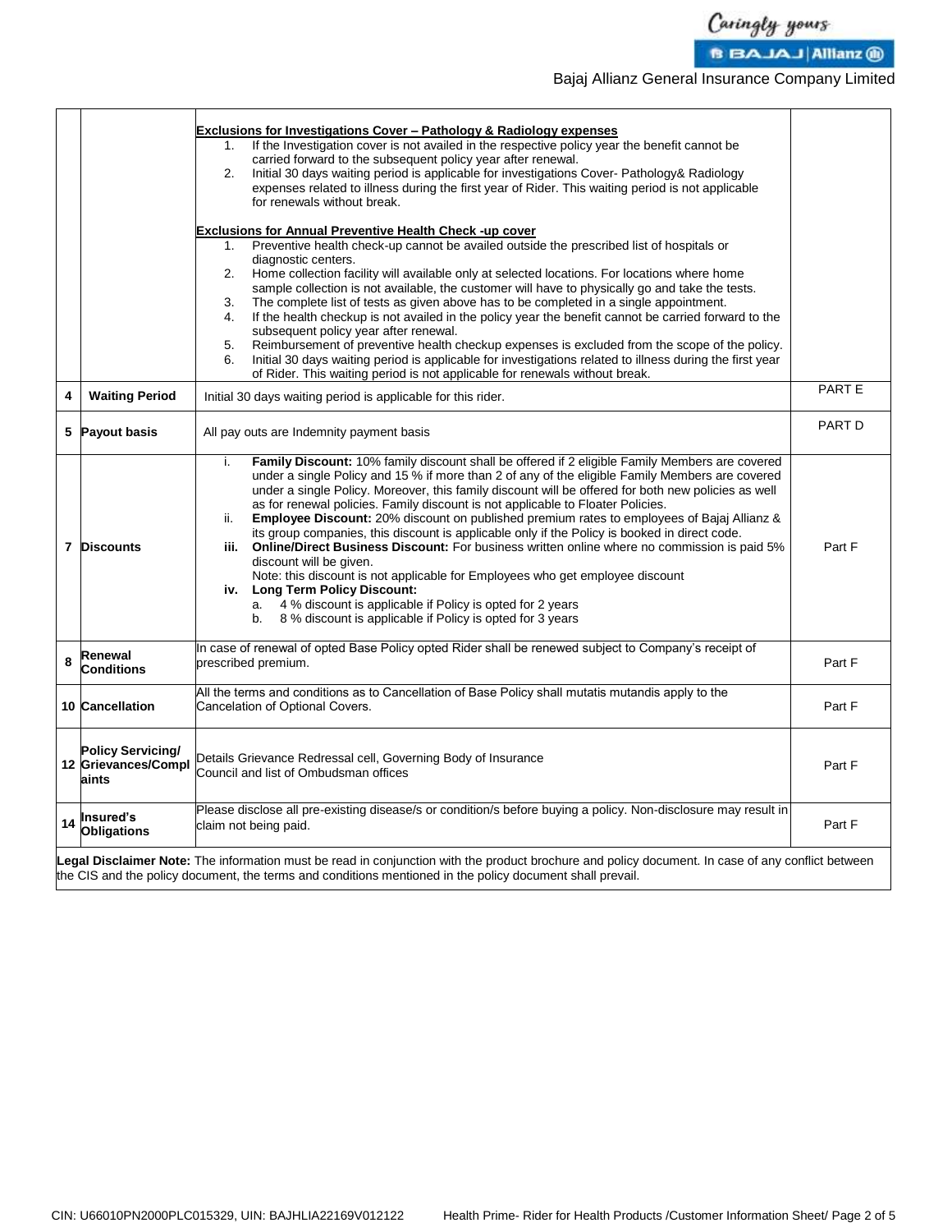| | | | |
|---|---|---|---|
| | | **Exclusions for Investigations Cover – Pathology & Radiology expenses**<br>1. If the Investigation cover is not availed in the respective policy year the benefit cannot be carried forward to the subsequent policy year after renewal.<br>2. Initial 30 days waiting period is applicable for investigations Cover- Pathology& Radiology expenses related to illness during the first year of Rider. This waiting period is not applicable for renewals without break.<br><br>**Exclusions for Annual Preventive Health Check -up cover**<br>1. Preventive health check-up cannot be availed outside the prescribed list of hospitals or diagnostic centers.<br>2. Home collection facility will available only at selected locations. For locations where home sample collection is not available, the customer will have to physically go and take the tests.<br>3. The complete list of tests as given above has to be completed in a single appointment.<br>4. If the health checkup is not availed in the policy year the benefit cannot be carried forward to the subsequent policy year after renewal.<br>5. Reimbursement of preventive health checkup expenses is excluded from the scope of the policy.<br>6. Initial 30 days waiting period is applicable for investigations related to illness during the first year of Rider. This waiting period is not applicable for renewals without break. | |
| 4 | **Waiting Period** | Initial 30 days waiting period is applicable for this rider. | PART E |
| 5 | **Payout basis** | All pay outs are Indemnity payment basis | PART D |
| 7 | **Discounts** | i. **Family Discount:** 10% family discount shall be offered if 2 eligible Family Members are covered under a single Policy and 15 % if more than 2 of any of the eligible Family Members are covered under a single Policy. Moreover, this family discount will be offered for both new policies as well as for renewal policies. Family discount is not applicable to Floater Policies.<br>ii. **Employee Discount:** 20% discount on published premium rates to employees of Bajaj Allianz & its group companies, this discount is applicable only if the Policy is booked in direct code.<br>**iii. Online/Direct Business Discount:** For business written online where no commission is paid 5% discount will be given.<br>Note: this discount is not applicable for Employees who get employee discount<br>**iv. Long Term Policy Discount:**<br>a. 4 % discount is applicable if Policy is opted for 2 years<br>b. 8 % discount is applicable if Policy is opted for 3 years | Part F |
| 8 | **Renewal Conditions** | In case of renewal of opted Base Policy opted Rider shall be renewed subject to Company's receipt of prescribed premium. | Part F |
| 10 | **Cancellation** | All the terms and conditions as to Cancellation of Base Policy shall mutatis mutandis apply to the Cancelation of Optional Covers. | Part F |
| 12 | **Policy Servicing/ Grievances/Complaints** | Details Grievance Redressal cell, Governing Body of Insurance Council and list of Ombudsman offices | Part F |
| 14 | **Insured's Obligations** | Please disclose all pre-existing disease/s or condition/s before buying a policy. Non-disclosure may result in claim not being paid. | Part F |

**Legal Disclaimer Note:** The information must be read in conjunction with the product brochure and policy document. In case of any conflict between the CIS and the policy document, the terms and conditions mentioned in the policy document shall prevail.